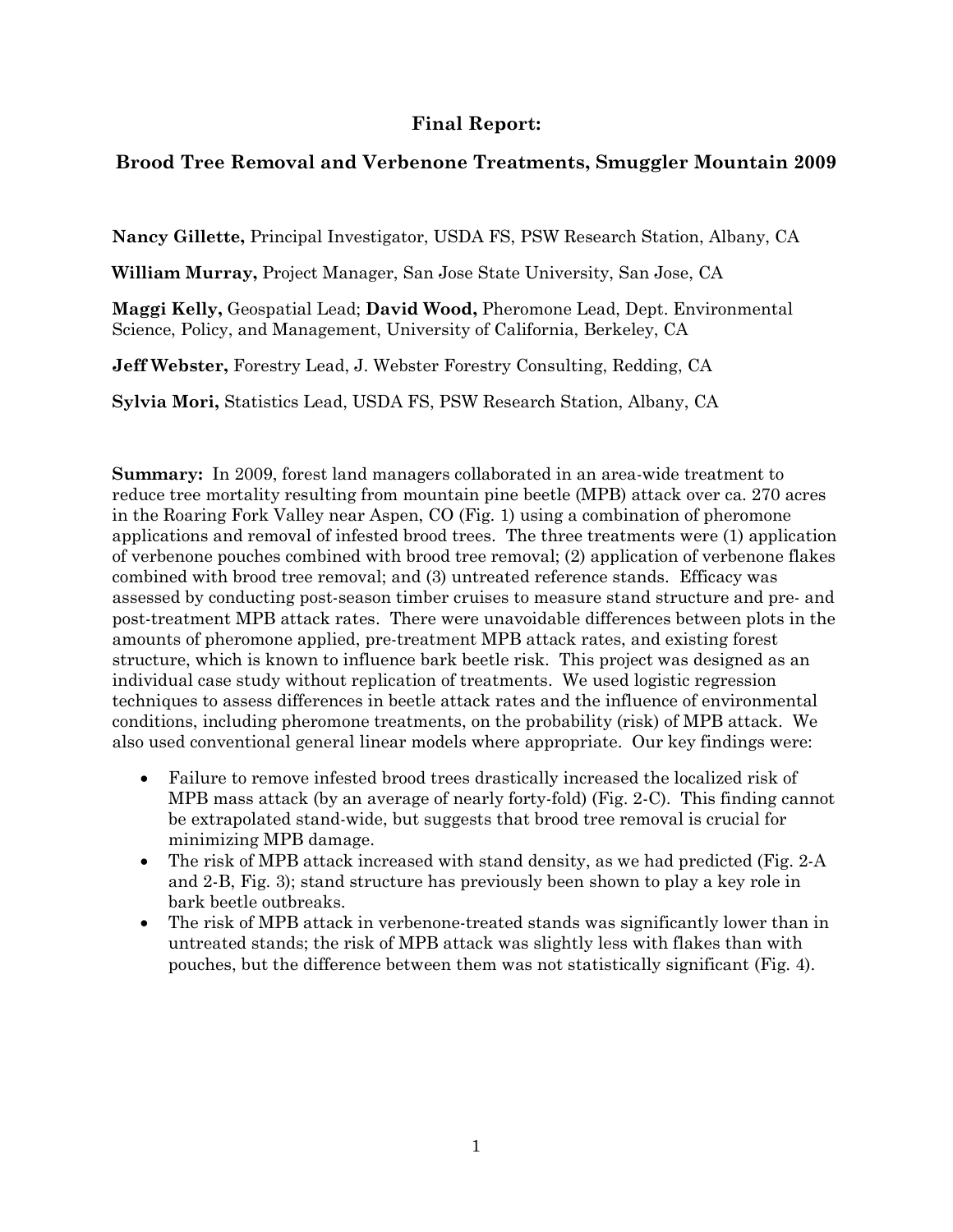# Final Report:

## Brood Tree Removal and Verbenone Treatments, Smuggler Mountain 2009

**Nancy Gillette,** Principal Investigator, USDA FS, PSW Research Station, Albany, CA

**William Murray,** Project Manager, San Jose State University, San Jose, CA

**Maggi Kelly,** Geospatial Lead; **David Wood,** Pheromone Lead, Dept. Environmental Science, Policy, and Management, University of California, Berkeley, CA

**Jeff Webster,** Forestry Lead, J. Webster Forestry Consulting, Redding, CA

**Sylvia Mori,** Statistics Lead, USDA FS, PSW Research Station, Albany, CA

**Summary:** In 2009, forest land managers collaborated in an area-wide treatment to reduce tree mortality resulting from mountain pine beetle (MPB) attack over ca. 270 acres in the Roaring Fork Valley near Aspen, CO (Fig. 1) using a combination of pheromone applications and removal of infested brood trees. The three treatments were (1) application of verbenone pouches combined with brood tree removal; (2) application of verbenone flakes combined with brood tree removal; and (3) untreated reference stands. Efficacy was assessed by conducting post-season timber cruises to measure stand structure and pre- and post-treatment MPB attack rates. There were unavoidable differences between plots in the amounts of pheromone applied, pre-treatment MPB attack rates, and existing forest structure, which is known to influence bark beetle risk. This project was designed as an individual case study without replication of treatments. We used logistic regression techniques to assess differences in beetle attack rates and the influence of environmental conditions, including pheromone treatments, on the probability (risk) of MPB attack. We also used conventional general linear models where appropriate. Our key findings were:

- Failure to remove infested brood trees drastically increased the localized risk of MPB mass attack (by an average of nearly forty-fold) (Fig. 2-C). This finding cannot be extrapolated stand-wide, but suggests that brood tree removal is crucial for minimizing MPB damage.
- The risk of MPB attack increased with stand density, as we had predicted (Fig. 2-A and 2-B, Fig. 3); stand structure has previously been shown to play a key role in bark beetle outbreaks.
- The risk of MPB attack in verbenone-treated stands was significantly lower than in untreated stands; the risk of MPB attack was slightly less with flakes than with pouches, but the difference between them was not statistically significant (Fig. 4).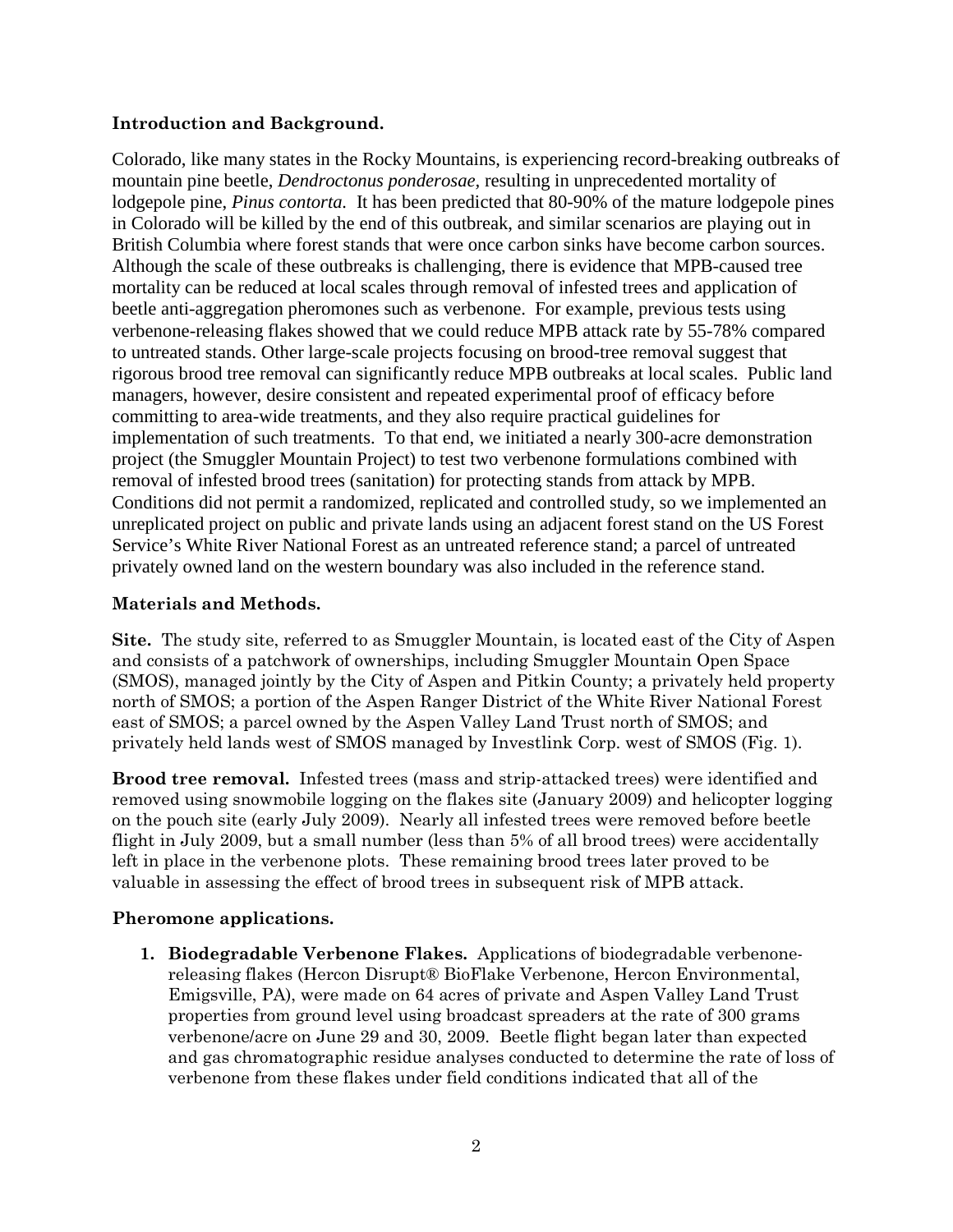## Introduction and Background.

Colorado, like many states in the Rocky Mountains, is experiencing record-breaking outbreaks of mountain pine beetle, *Dendroctonus ponderosae,* resulting in unprecedented mortality of lodgepole pine, *Pinus contorta.* It has been predicted that 80-90% of the mature lodgepole pines in Colorado will be killed by the end of this outbreak, and similar scenarios are playing out in British Columbia where forest stands that were once carbon sinks have become carbon sources. Although the scale of these outbreaks is challenging, there is evidence that MPB-caused tree mortality can be reduced at local scales through removal of infested trees and application of beetle anti-aggregation pheromones such as verbenone. For example, previous tests using verbenone-releasing flakes showed that we could reduce MPB attack rate by 55-78% compared to untreated stands. Other large-scale projects focusing on brood-tree removal suggest that rigorous brood tree removal can significantly reduce MPB outbreaks at local scales. Public land managers, however, desire consistent and repeated experimental proof of efficacy before committing to area-wide treatments, and they also require practical guidelines for implementation of such treatments. To that end, we initiated a nearly 300-acre demonstration project (the Smuggler Mountain Project) to test two verbenone formulations combined with removal of infested brood trees (sanitation) for protecting stands from attack by MPB. Conditions did not permit a randomized, replicated and controlled study, so we implemented an unreplicated project on public and private lands using an adjacent forest stand on the US Forest Service's White River National Forest as an untreated reference stand; a parcel of untreated privately owned land on the western boundary was also included in the reference stand.

## Materials and Methods.

**Site.** The study site, referred to as Smuggler Mountain, is located east of the City of Aspen and consists of a patchwork of ownerships, including Smuggler Mountain Open Space (SMOS), managed jointly by the City of Aspen and Pitkin County; a privately held property north of SMOS; a portion of the Aspen Ranger District of the White River National Forest east of SMOS; a parcel owned by the Aspen Valley Land Trust north of SMOS; and privately held lands west of SMOS managed by Investlink Corp. west of SMOS (Fig. 1).

**Brood tree removal.** Infested trees (mass and strip-attacked trees) were identified and removed using snowmobile logging on the flakes site (January 2009) and helicopter logging on the pouch site (early July 2009). Nearly all infested trees were removed before beetle flight in July 2009, but a small number (less than 5% of all brood trees) were accidentally left in place in the verbenone plots. These remaining brood trees later proved to be valuable in assessing the effect of brood trees in subsequent risk of MPB attack.

### Pheromone applications.

1. **Biodegradable Verbenone Flakes.** Applications of biodegradable verbenone-releasing flakes (Hercon Disrupt® BioFlake Verbenone, Hercon Environmental, Emigsville, PA), were made on 64 acres of private and Aspen Valley Land Trust properties from ground level using broadcast spreaders at the rate of 300 grams verbenone/acre on June 29 and 30, 2009. Beetle flight began later than expected and gas chromatographic residue analyses conducted to determine the rate of loss of verbenone from these flakes under field conditions indicated that all of the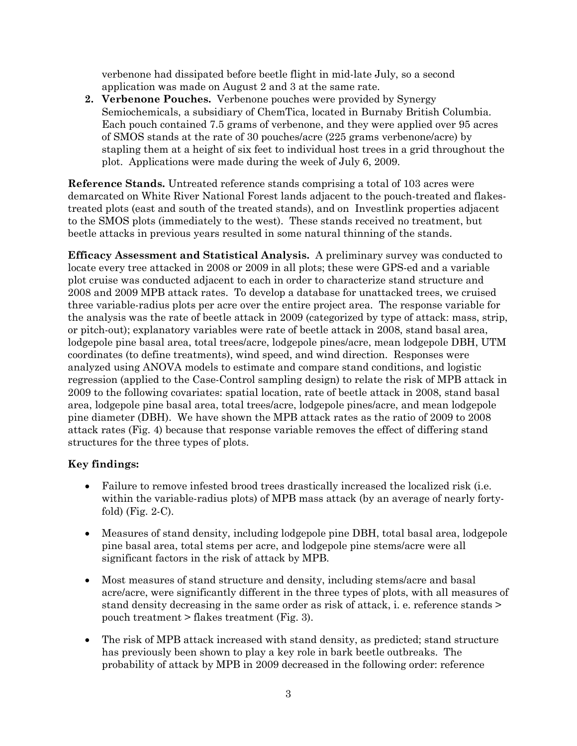verbenone had dissipated before beetle flight in mid-late July, so a second application was made on August 2 and 3 at the same rate.

2. **Verbenone Pouches.** Verbenone pouches were provided by Synergy Semiochemicals, a subsidiary of ChemTica, located in Burnaby British Columbia. Each pouch contained 7.5 grams of verbenone, and they were applied over 95 acres of SMOS stands at the rate of 30 pouches/acre (225 grams verbenone/acre) by stapling them at a height of six feet to individual host trees in a grid throughout the plot. Applications were made during the week of July 6, 2009.

**Reference Stands.** Untreated reference stands comprising a total of 103 acres were demarcated on White River National Forest lands adjacent to the pouch-treated and flakes-treated plots (east and south of the treated stands), and on Investlink properties adjacent to the SMOS plots (immediately to the west). These stands received no treatment, but beetle attacks in previous years resulted in some natural thinning of the stands.

**Efficacy Assessment and Statistical Analysis.** A preliminary survey was conducted to locate every tree attacked in 2008 or 2009 in all plots; these were GPS-ed and a variable plot cruise was conducted adjacent to each in order to characterize stand structure and 2008 and 2009 MPB attack rates. To develop a database for unattacked trees, we cruised three variable-radius plots per acre over the entire project area. The response variable for the analysis was the rate of beetle attack in 2009 (categorized by type of attack: mass, strip, or pitch-out); explanatory variables were rate of beetle attack in 2008, stand basal area, lodgepole pine basal area, total trees/acre, lodgepole pines/acre, mean lodgepole DBH, UTM coordinates (to define treatments), wind speed, and wind direction. Responses were analyzed using ANOVA models to estimate and compare stand conditions, and logistic regression (applied to the Case-Control sampling design) to relate the risk of MPB attack in 2009 to the following covariates: spatial location, rate of beetle attack in 2008, stand basal area, lodgepole pine basal area, total trees/acre, lodgepole pines/acre, and mean lodgepole pine diameter (DBH). We have shown the MPB attack rates as the ratio of 2009 to 2008 attack rates (Fig. 4) because that response variable removes the effect of differing stand structures for the three types of plots.

**Key findings:**

- Failure to remove infested brood trees drastically increased the localized risk (i.e. within the variable-radius plots) of MPB mass attack (by an average of nearly forty-fold) (Fig. 2-C).
- Measures of stand density, including lodgepole pine DBH, total basal area, lodgepole pine basal area, total stems per acre, and lodgepole pine stems/acre were all significant factors in the risk of attack by MPB.
- Most measures of stand structure and density, including stems/acre and basal acre/acre, were significantly different in the three types of plots, with all measures of stand density decreasing in the same order as risk of attack, i. e. reference stands > pouch treatment > flakes treatment (Fig. 3).
- The risk of MPB attack increased with stand density, as predicted; stand structure has previously been shown to play a key role in bark beetle outbreaks. The probability of attack by MPB in 2009 decreased in the following order: reference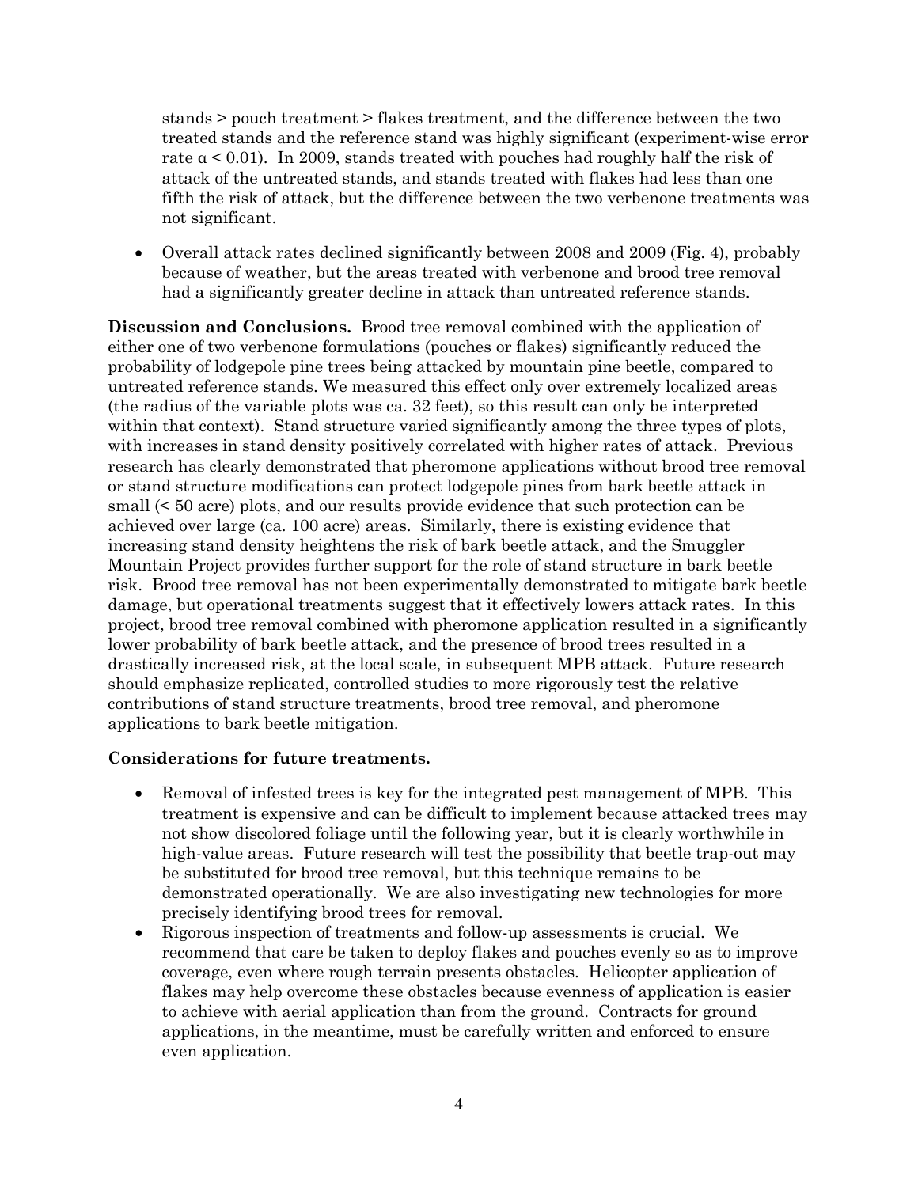stands > pouch treatment > flakes treatment, and the difference between the two treated stands and the reference stand was highly significant (experiment-wise error rate $\alpha < 0.01$). In 2009, stands treated with pouches had roughly half the risk of attack of the untreated stands, and stands treated with flakes had less than one fifth the risk of attack, but the difference between the two verbenone treatments was not significant.

- Overall attack rates declined significantly between 2008 and 2009 (Fig. 4), probably because of weather, but the areas treated with verbenone and brood tree removal had a significantly greater decline in attack than untreated reference stands.

**Discussion and Conclusions.** Brood tree removal combined with the application of either one of two verbenone formulations (pouches or flakes) significantly reduced the probability of lodgepole pine trees being attacked by mountain pine beetle, compared to untreated reference stands. We measured this effect only over extremely localized areas (the radius of the variable plots was ca. 32 feet), so this result can only be interpreted within that context). Stand structure varied significantly among the three types of plots, with increases in stand density positively correlated with higher rates of attack. Previous research has clearly demonstrated that pheromone applications without brood tree removal or stand structure modifications can protect lodgepole pines from bark beetle attack in small (< 50 acre) plots, and our results provide evidence that such protection can be achieved over large (ca. 100 acre) areas. Similarly, there is existing evidence that increasing stand density heightens the risk of bark beetle attack, and the Smuggler Mountain Project provides further support for the role of stand structure in bark beetle risk. Brood tree removal has not been experimentally demonstrated to mitigate bark beetle damage, but operational treatments suggest that it effectively lowers attack rates. In this project, brood tree removal combined with pheromone application resulted in a significantly lower probability of bark beetle attack, and the presence of brood trees resulted in a drastically increased risk, at the local scale, in subsequent MPB attack. Future research should emphasize replicated, controlled studies to more rigorously test the relative contributions of stand structure treatments, brood tree removal, and pheromone applications to bark beetle mitigation.

**Considerations for future treatments.**

- Removal of infested trees is key for the integrated pest management of MPB. This treatment is expensive and can be difficult to implement because attacked trees may not show discolored foliage until the following year, but it is clearly worthwhile in high-value areas. Future research will test the possibility that beetle trap-out may be substituted for brood tree removal, but this technique remains to be demonstrated operationally. We are also investigating new technologies for more precisely identifying brood trees for removal.
- Rigorous inspection of treatments and follow-up assessments is crucial. We recommend that care be taken to deploy flakes and pouches evenly so as to improve coverage, even where rough terrain presents obstacles. Helicopter application of flakes may help overcome these obstacles because evenness of application is easier to achieve with aerial application than from the ground. Contracts for ground applications, in the meantime, must be carefully written and enforced to ensure even application.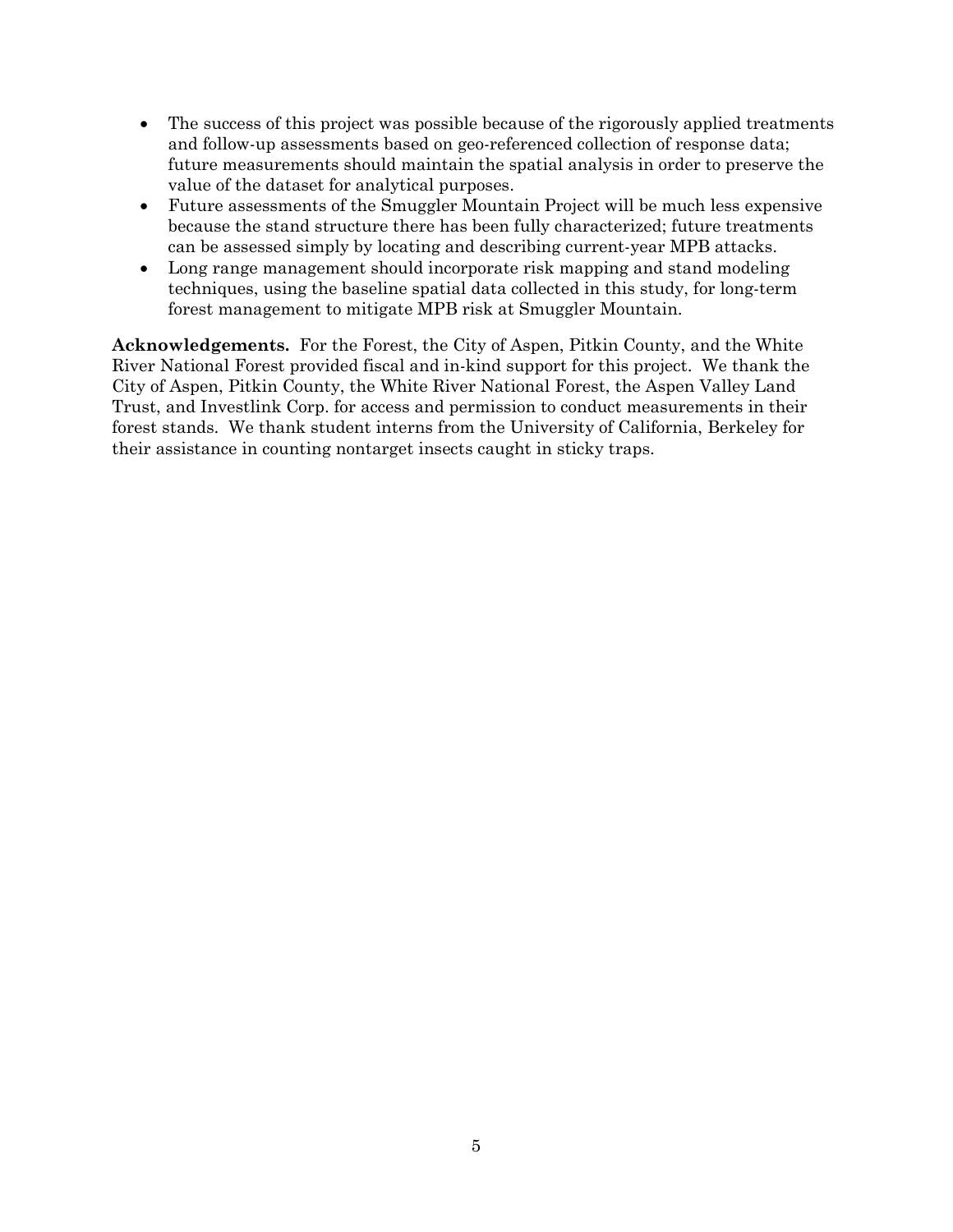- The success of this project was possible because of the rigorously applied treatments and follow-up assessments based on geo-referenced collection of response data; future measurements should maintain the spatial analysis in order to preserve the value of the dataset for analytical purposes.
- Future assessments of the Smuggler Mountain Project will be much less expensive because the stand structure there has been fully characterized; future treatments can be assessed simply by locating and describing current-year MPB attacks.
- Long range management should incorporate risk mapping and stand modeling techniques, using the baseline spatial data collected in this study, for long-term forest management to mitigate MPB risk at Smuggler Mountain.

**Acknowledgements.** For the Forest, the City of Aspen, Pitkin County, and the White River National Forest provided fiscal and in-kind support for this project. We thank the City of Aspen, Pitkin County, the White River National Forest, the Aspen Valley Land Trust, and Investlink Corp. for access and permission to conduct measurements in their forest stands. We thank student interns from the University of California, Berkeley for their assistance in counting nontarget insects caught in sticky traps.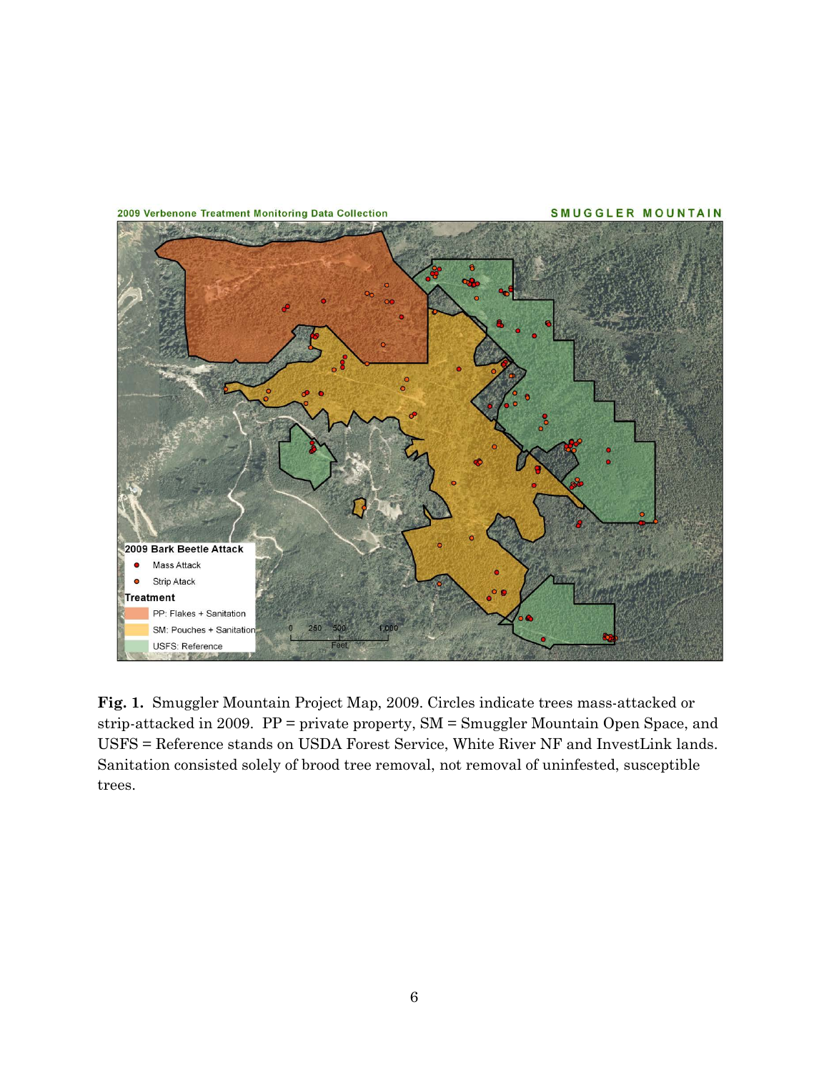**Fig. 1.** Smuggler Mountain Project Map, 2009. Circles indicate trees mass-attacked or strip-attacked in 2009. PP = private property, SM = Smuggler Mountain Open Space, and USFS = Reference stands on USDA Forest Service, White River NF and InvestLink lands. Sanitation consisted solely of brood tree removal, not removal of uninfested, susceptible trees.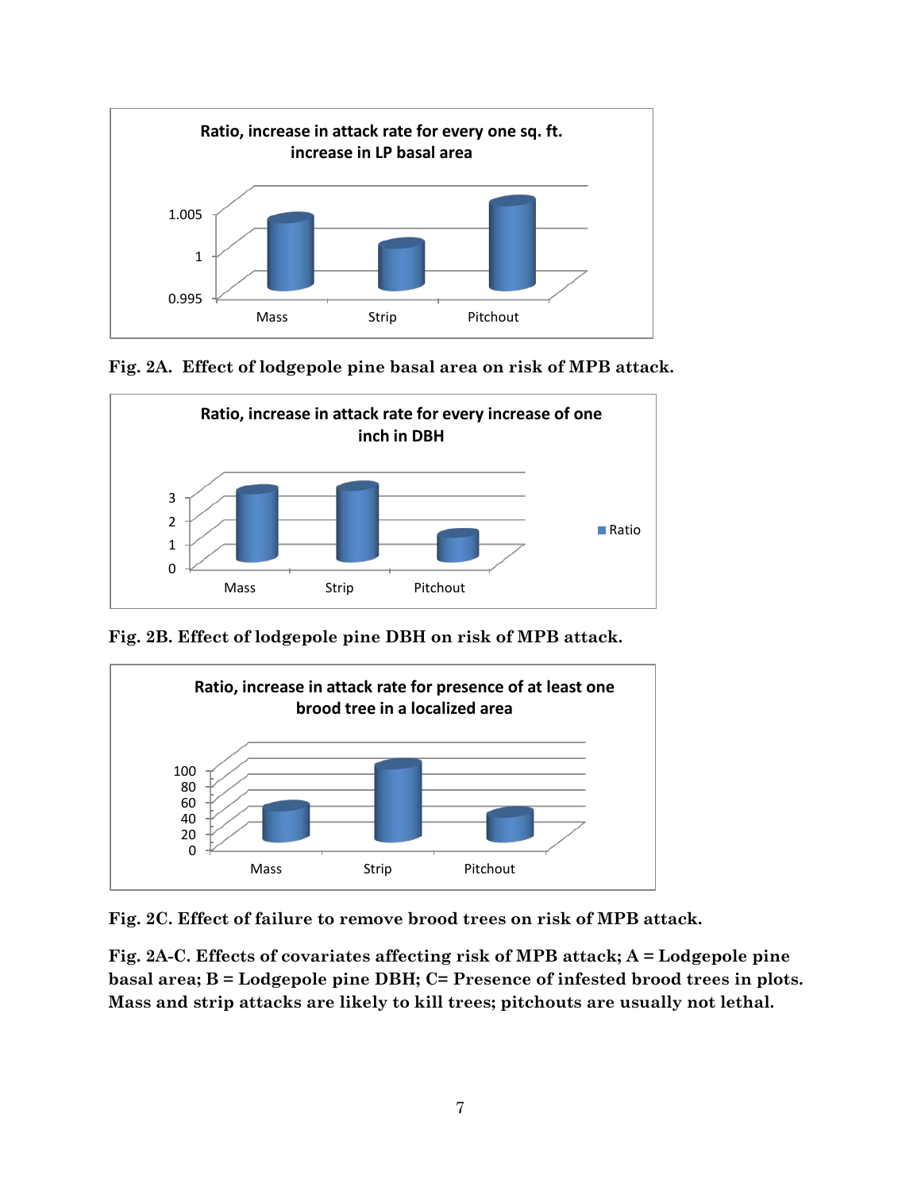**Fig. 2A. Effect of lodgepole pine basal area on risk of MPB attack.**

**Fig. 2B. Effect of lodgepole pine DBH on risk of MPB attack.**

**Fig. 2C. Effect of failure to remove brood trees on risk of MPB attack.**

**Fig. 2A-C. Effects of covariates affecting risk of MPB attack; A = Lodgepole pine basal area; B = Lodgepole pine DBH; C= Presence of infested brood trees in plots. Mass and strip attacks are likely to kill trees; pitchouts are usually not lethal.**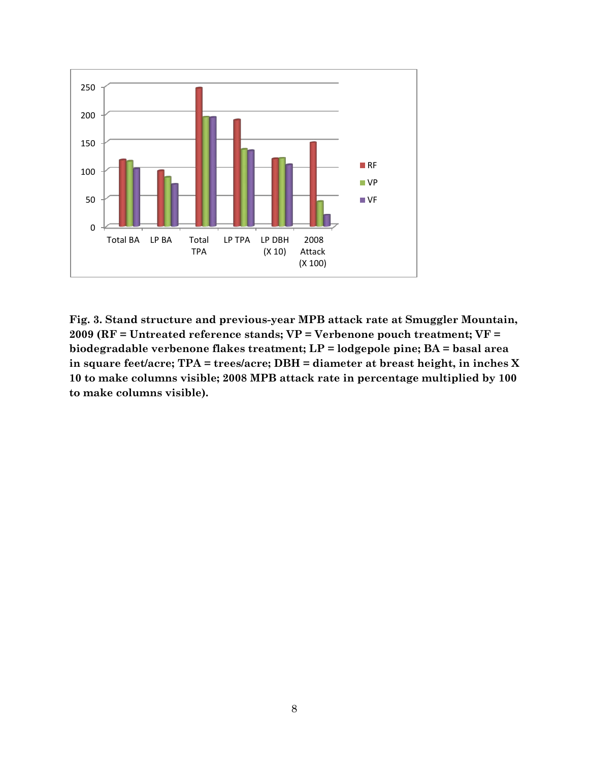**Fig. 3. Stand structure and previous-year MPB attack rate at Smuggler Mountain, 2009 (RF = Untreated reference stands; VP = Verbenone pouch treatment; VF = biodegradable verbenone flakes treatment; LP = lodgepole pine; BA = basal area in square feet/acre; TPA = trees/acre; DBH = diameter at breast height, in inches X 10 to make columns visible; 2008 MPB attack rate in percentage multiplied by 100 to make columns visible).**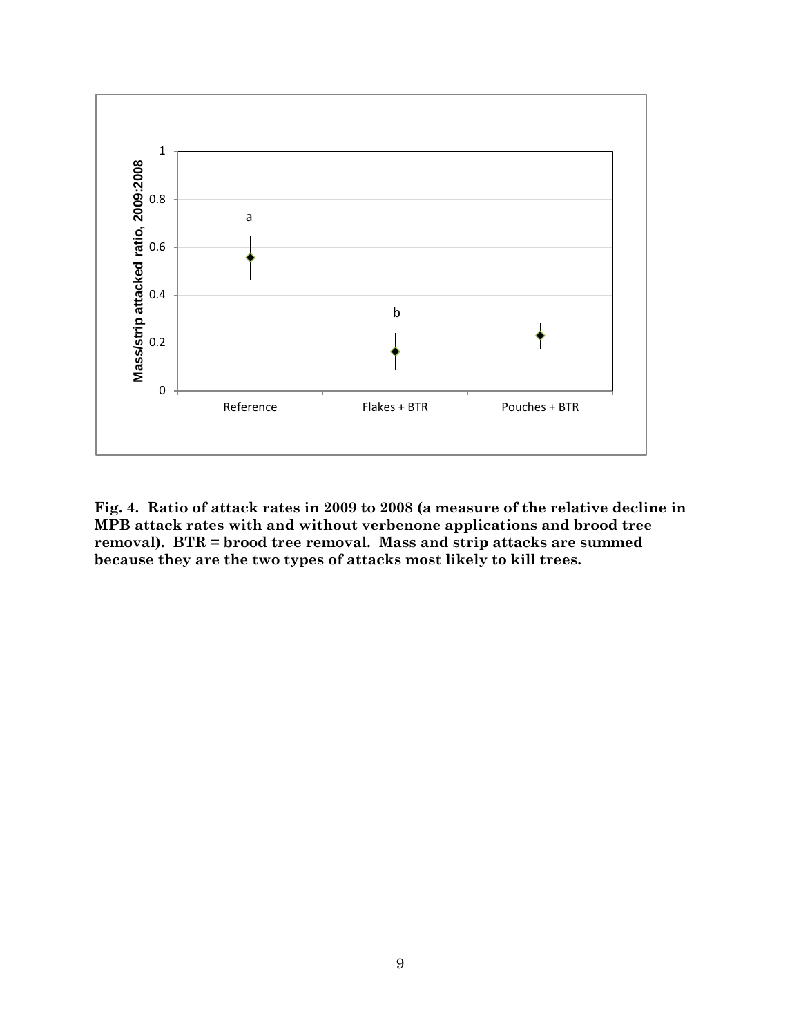Mass/strip attacked ratio, 2009:2008

1

0.8

0.6

0.4

0.2

0

a

b

Reference

Flakes + BTR

Pouches + BTR

**Fig. 4. Ratio of attack rates in 2009 to 2008 (a measure of the relative decline in MPB attack rates with and without verbenone applications and brood tree removal). BTR = brood tree removal. Mass and strip attacks are summed because they are the two types of attacks most likely to kill trees.**